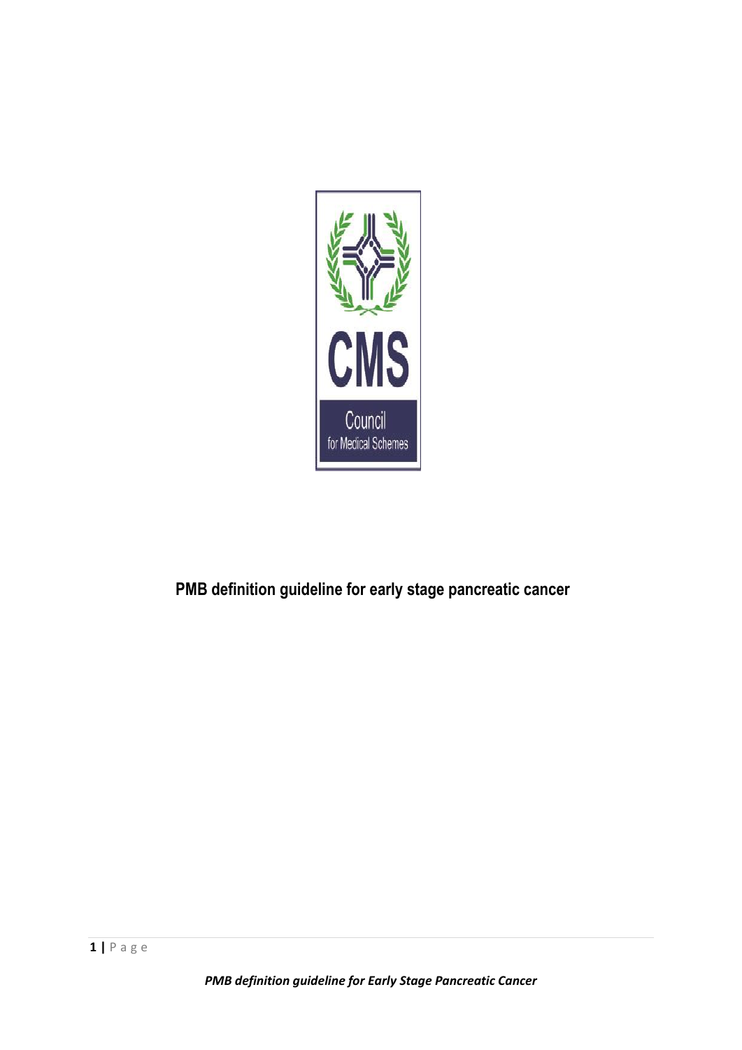# PMB definition guideline for early stage pancreatic cancer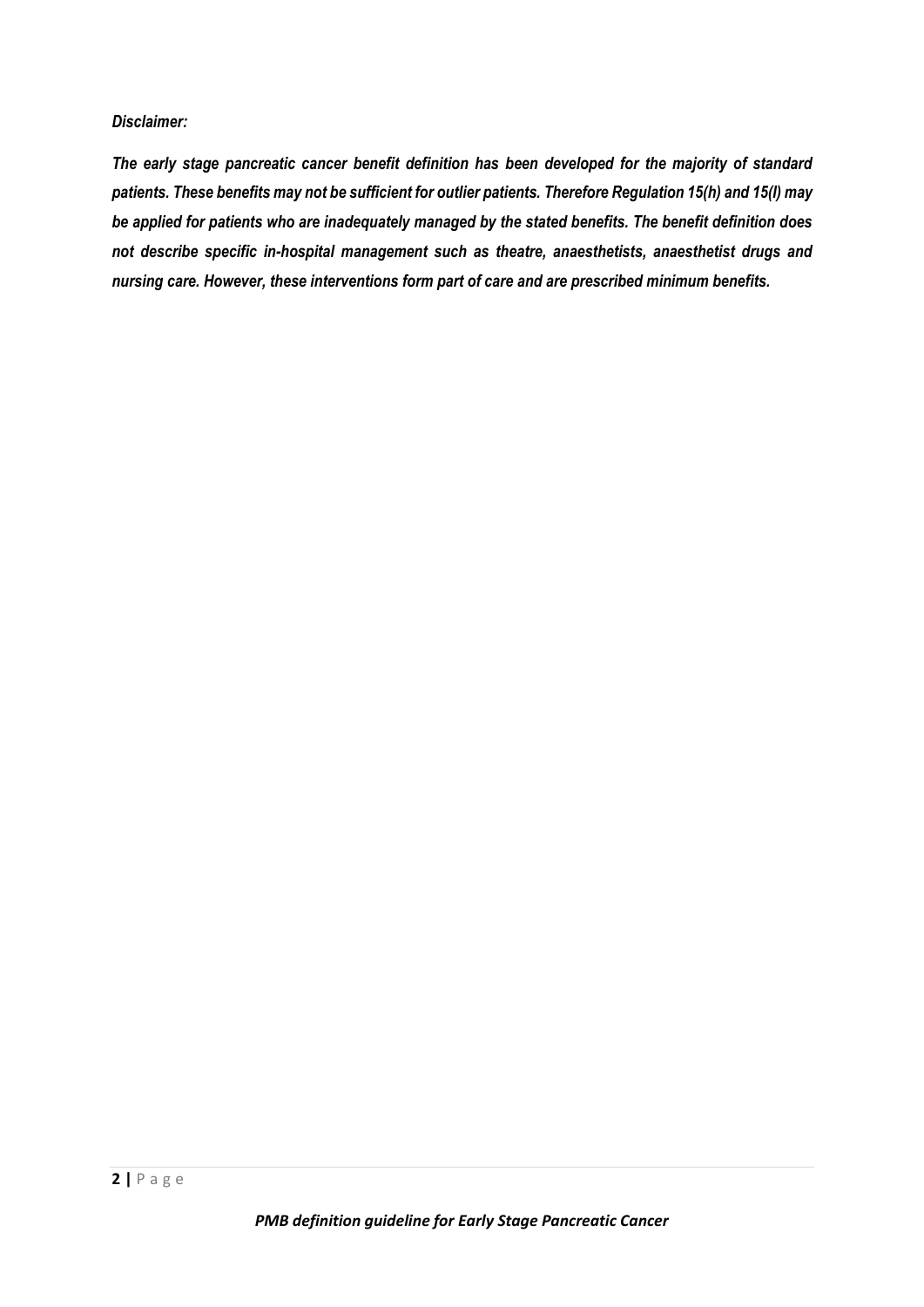***Disclaimer:***

***The early stage pancreatic cancer benefit definition has been developed for the majority of standard patients. These benefits may not be sufficient for outlier patients. Therefore Regulation 15(h) and 15(l) may be applied for patients who are inadequately managed by the stated benefits. The benefit definition does not describe specific in-hospital management such as theatre, anaesthetists, anaesthetist drugs and nursing care. However, these interventions form part of care and are prescribed minimum benefits.***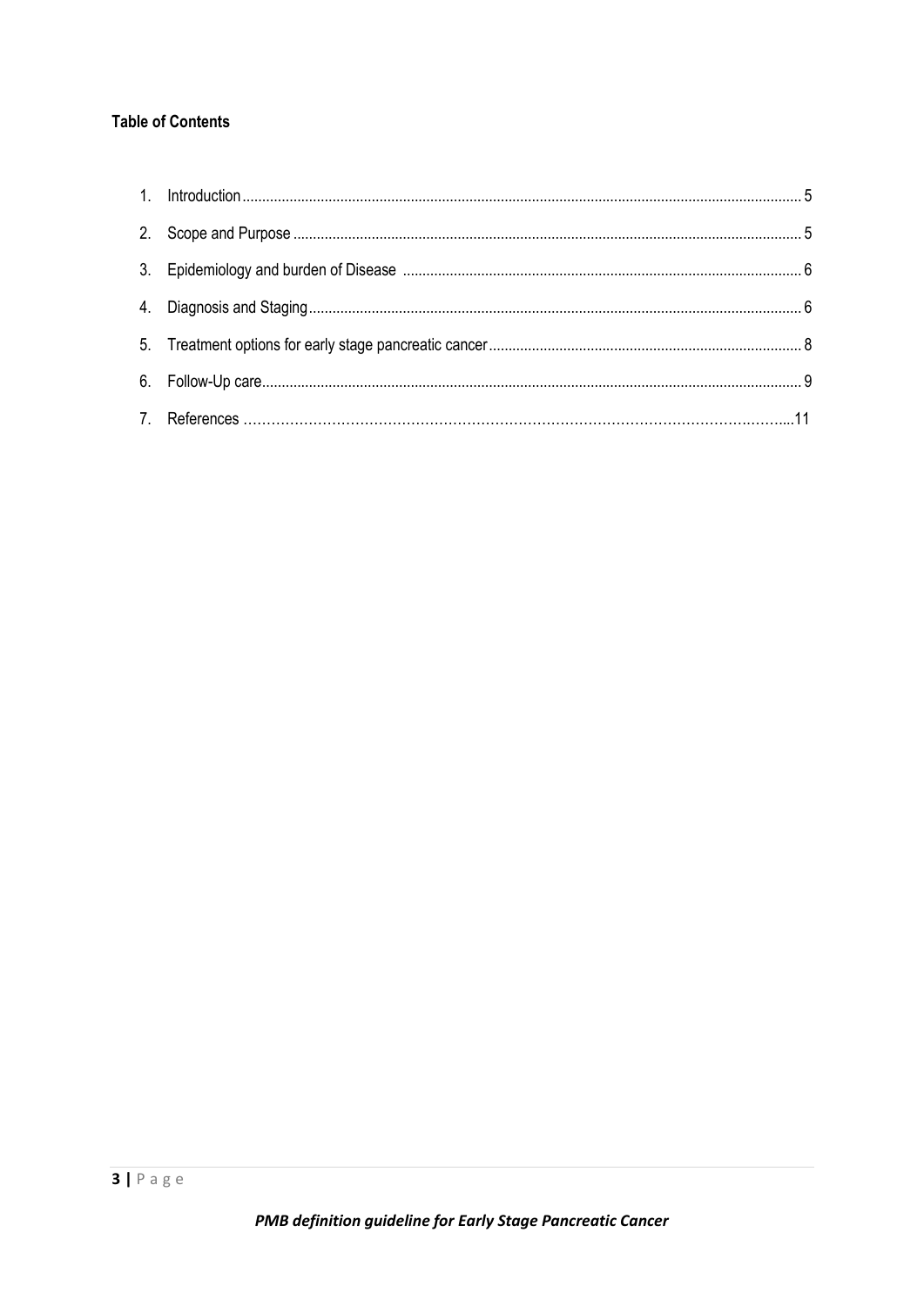**Table of Contents**

1. Introduction ............................................................ 5
2. Scope and Purpose ............................................................ 5
3. Epidemiology and burden of Disease ............................................................ 6
4. Diagnosis and Staging ............................................................ 6
5. Treatment options for early stage pancreatic cancer ............................................................ 8
6. Follow-Up care ............................................................ 9
7. References ............................................................ 11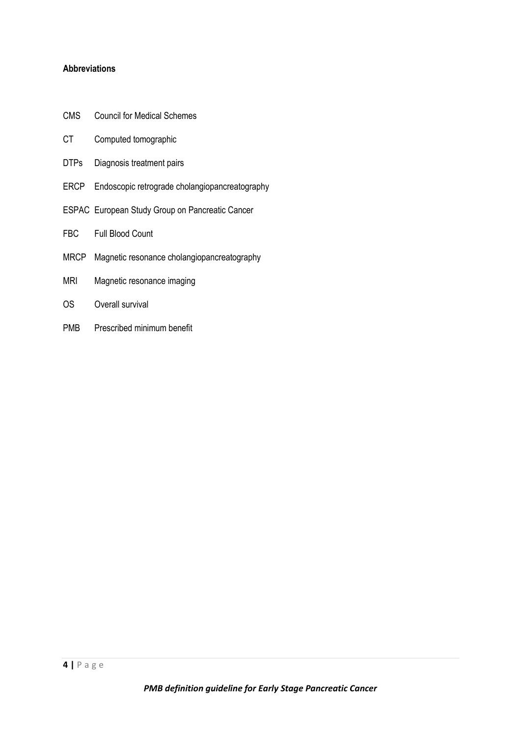**Abbreviations**

| | |
|---|---|
| CMS | Council for Medical Schemes |
| CT | Computed tomographic |
| DTPs | Diagnosis treatment pairs |
| ERCP | Endoscopic retrograde cholangiopancreatography |
| ESPAC | European Study Group on Pancreatic Cancer |
| FBC | Full Blood Count |
| MRCP | Magnetic resonance cholangiopancreatography |
| MRI | Magnetic resonance imaging |
| OS | Overall survival |
| PMB | Prescribed minimum benefit |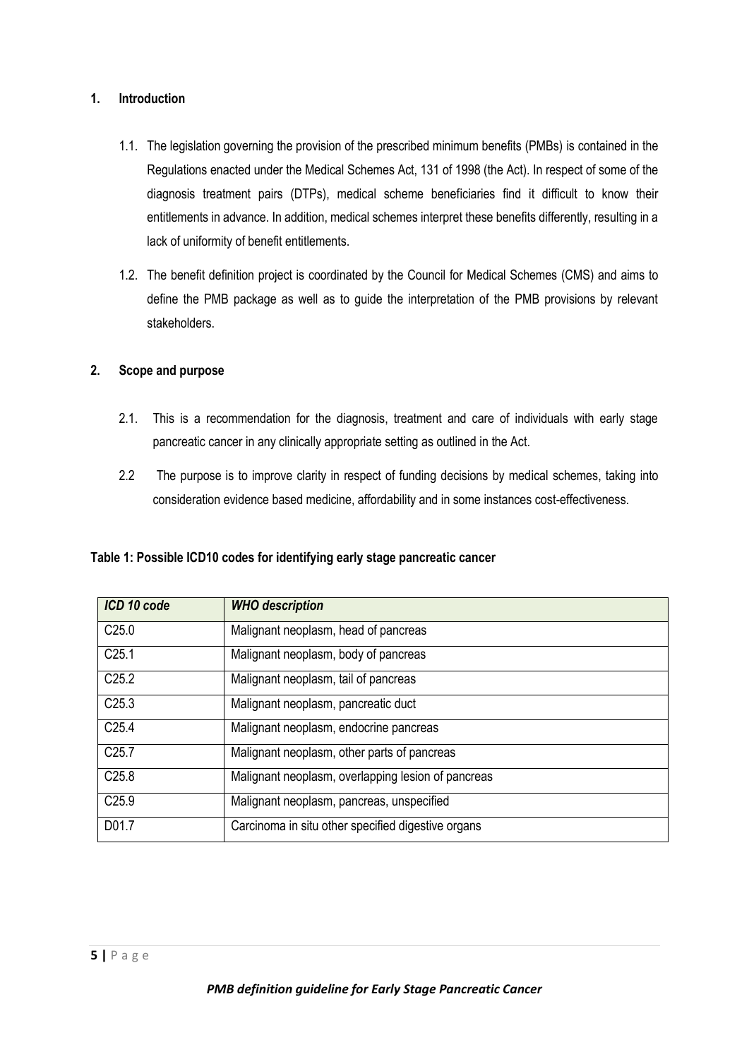## 1. Introduction

1.1. The legislation governing the provision of the prescribed minimum benefits (PMBs) is contained in the Regulations enacted under the Medical Schemes Act, 131 of 1998 (the Act). In respect of some of the diagnosis treatment pairs (DTPs), medical scheme beneficiaries find it difficult to know their entitlements in advance. In addition, medical schemes interpret these benefits differently, resulting in a lack of uniformity of benefit entitlements.

1.2. The benefit definition project is coordinated by the Council for Medical Schemes (CMS) and aims to define the PMB package as well as to guide the interpretation of the PMB provisions by relevant stakeholders.

## 2. Scope and purpose

2.1. This is a recommendation for the diagnosis, treatment and care of individuals with early stage pancreatic cancer in any clinically appropriate setting as outlined in the Act.

2.2 The purpose is to improve clarity in respect of funding decisions by medical schemes, taking into consideration evidence based medicine, affordability and in some instances cost-effectiveness.

**Table 1: Possible ICD10 codes for identifying early stage pancreatic cancer**

| *ICD 10 code* | *WHO description* |
|---|---|
| C25.0 | Malignant neoplasm, head of pancreas |
| C25.1 | Malignant neoplasm, body of pancreas |
| C25.2 | Malignant neoplasm, tail of pancreas |
| C25.3 | Malignant neoplasm, pancreatic duct |
| C25.4 | Malignant neoplasm, endocrine pancreas |
| C25.7 | Malignant neoplasm, other parts of pancreas |
| C25.8 | Malignant neoplasm, overlapping lesion of pancreas |
| C25.9 | Malignant neoplasm, pancreas, unspecified |
| D01.7 | Carcinoma in situ other specified digestive organs |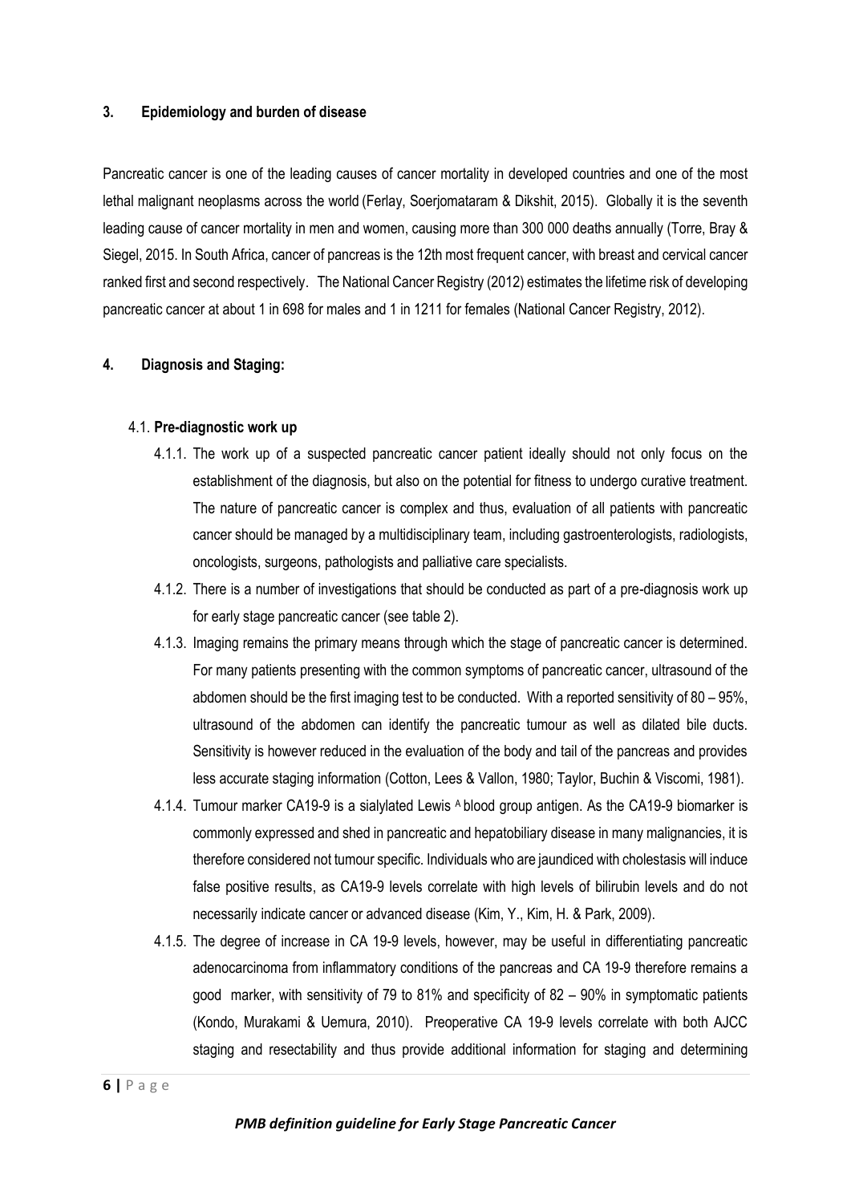## 3. Epidemiology and burden of disease

Pancreatic cancer is one of the leading causes of cancer mortality in developed countries and one of the most lethal malignant neoplasms across the world (Ferlay, Soerjomataram & Dikshit, 2015). Globally it is the seventh leading cause of cancer mortality in men and women, causing more than 300 000 deaths annually (Torre, Bray & Siegel, 2015. In South Africa, cancer of pancreas is the 12th most frequent cancer, with breast and cervical cancer ranked first and second respectively. The National Cancer Registry (2012) estimates the lifetime risk of developing pancreatic cancer at about 1 in 698 for males and 1 in 1211 for females (National Cancer Registry, 2012).

## 4. Diagnosis and Staging:

### 4.1. Pre-diagnostic work up

4.1.1. The work up of a suspected pancreatic cancer patient ideally should not only focus on the establishment of the diagnosis, but also on the potential for fitness to undergo curative treatment. The nature of pancreatic cancer is complex and thus, evaluation of all patients with pancreatic cancer should be managed by a multidisciplinary team, including gastroenterologists, radiologists, oncologists, surgeons, pathologists and palliative care specialists.

4.1.2. There is a number of investigations that should be conducted as part of a pre-diagnosis work up for early stage pancreatic cancer (see table 2).

4.1.3. Imaging remains the primary means through which the stage of pancreatic cancer is determined. For many patients presenting with the common symptoms of pancreatic cancer, ultrasound of the abdomen should be the first imaging test to be conducted. With a reported sensitivity of 80 – 95%, ultrasound of the abdomen can identify the pancreatic tumour as well as dilated bile ducts. Sensitivity is however reduced in the evaluation of the body and tail of the pancreas and provides less accurate staging information (Cotton, Lees & Vallon, 1980; Taylor, Buchin & Viscomi, 1981).

4.1.4. Tumour marker CA19-9 is a sialylated Lewis ᴬ blood group antigen. As the CA19-9 biomarker is commonly expressed and shed in pancreatic and hepatobiliary disease in many malignancies, it is therefore considered not tumour specific. Individuals who are jaundiced with cholestasis will induce false positive results, as CA19-9 levels correlate with high levels of bilirubin levels and do not necessarily indicate cancer or advanced disease (Kim, Y., Kim, H. & Park, 2009).

4.1.5. The degree of increase in CA 19-9 levels, however, may be useful in differentiating pancreatic adenocarcinoma from inflammatory conditions of the pancreas and CA 19-9 therefore remains a good marker, with sensitivity of 79 to 81% and specificity of 82 – 90% in symptomatic patients (Kondo, Murakami & Uemura, 2010). Preoperative CA 19-9 levels correlate with both AJCC staging and resectability and thus provide additional information for staging and determining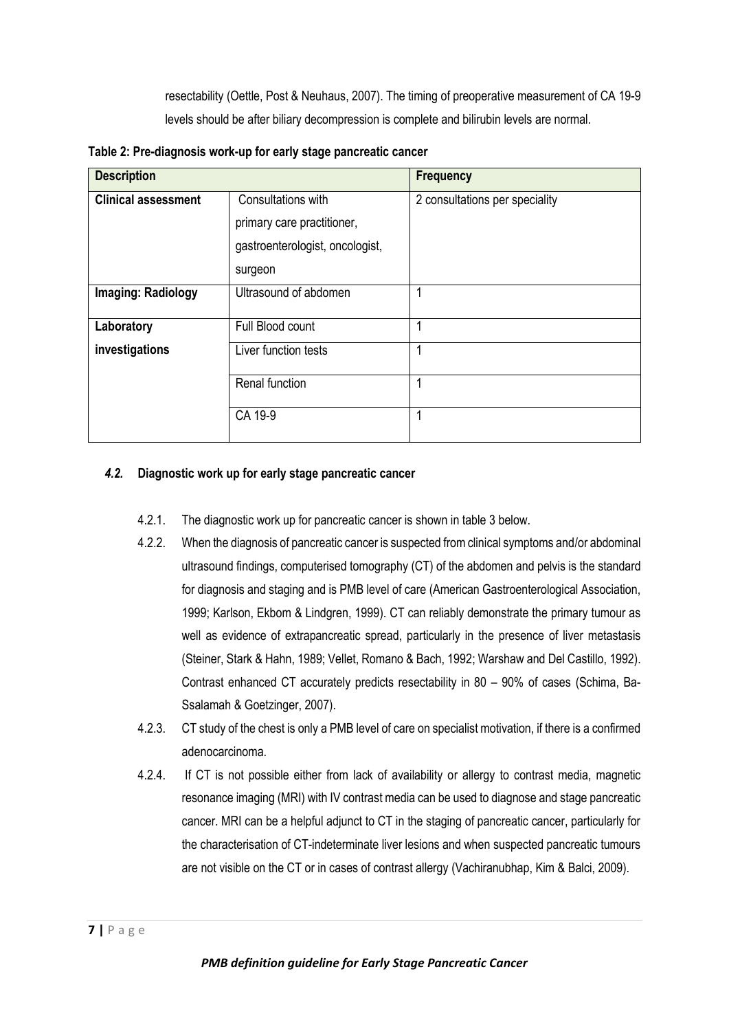resectability (Oettle, Post & Neuhaus, 2007). The timing of preoperative measurement of CA 19-9 levels should be after biliary decompression is complete and bilirubin levels are normal.

**Table 2: Pre-diagnosis work-up for early stage pancreatic cancer**

| **Description** | | **Frequency** |
|---|---|---|
| **Clinical assessment** | Consultations with primary care practitioner, gastroenterologist, oncologist, surgeon | 2 consultations per speciality |
| **Imaging: Radiology** | Ultrasound of abdomen | 1 |
| **Laboratory investigations** | Full Blood count | 1 |
| | Liver function tests | 1 |
| | Renal function | 1 |
| | CA 19-9 | 1 |

### *4.2.* Diagnostic work up for early stage pancreatic cancer

4.2.1. The diagnostic work up for pancreatic cancer is shown in table 3 below.

4.2.2. When the diagnosis of pancreatic cancer is suspected from clinical symptoms and/or abdominal ultrasound findings, computerised tomography (CT) of the abdomen and pelvis is the standard for diagnosis and staging and is PMB level of care (American Gastroenterological Association, 1999; Karlson, Ekbom & Lindgren, 1999). CT can reliably demonstrate the primary tumour as well as evidence of extrapancreatic spread, particularly in the presence of liver metastasis (Steiner, Stark & Hahn, 1989; Vellet, Romano & Bach, 1992; Warshaw and Del Castillo, 1992). Contrast enhanced CT accurately predicts resectability in 80 – 90% of cases (Schima, Ba-Ssalamah & Goetzinger, 2007).

4.2.3. CT study of the chest is only a PMB level of care on specialist motivation, if there is a confirmed adenocarcinoma.

4.2.4. If CT is not possible either from lack of availability or allergy to contrast media, magnetic resonance imaging (MRI) with IV contrast media can be used to diagnose and stage pancreatic cancer. MRI can be a helpful adjunct to CT in the staging of pancreatic cancer, particularly for the characterisation of CT-indeterminate liver lesions and when suspected pancreatic tumours are not visible on the CT or in cases of contrast allergy (Vachiranubhap, Kim & Balci, 2009).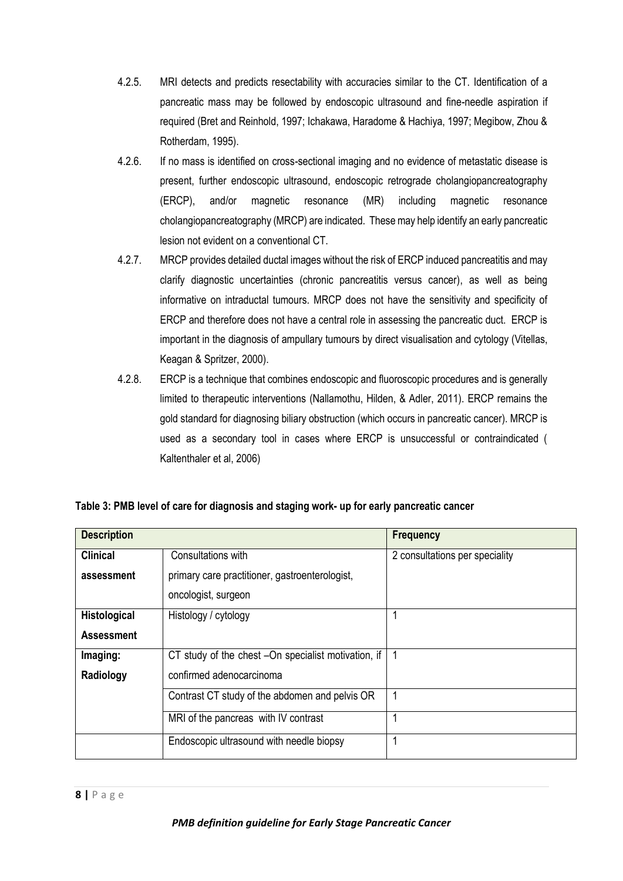4.2.5. MRI detects and predicts resectability with accuracies similar to the CT. Identification of a pancreatic mass may be followed by endoscopic ultrasound and fine-needle aspiration if required (Bret and Reinhold, 1997; Ichakawa, Haradome & Hachiya, 1997; Megibow, Zhou & Rotherdam, 1995).

4.2.6. If no mass is identified on cross-sectional imaging and no evidence of metastatic disease is present, further endoscopic ultrasound, endoscopic retrograde cholangiopancreatography (ERCP), and/or magnetic resonance (MR) including magnetic resonance cholangiopancreatography (MRCP) are indicated. These may help identify an early pancreatic lesion not evident on a conventional CT.

4.2.7. MRCP provides detailed ductal images without the risk of ERCP induced pancreatitis and may clarify diagnostic uncertainties (chronic pancreatitis versus cancer), as well as being informative on intraductal tumours. MRCP does not have the sensitivity and specificity of ERCP and therefore does not have a central role in assessing the pancreatic duct. ERCP is important in the diagnosis of ampullary tumours by direct visualisation and cytology (Vitellas, Keagan & Spritzer, 2000).

4.2.8. ERCP is a technique that combines endoscopic and fluoroscopic procedures and is generally limited to therapeutic interventions (Nallamothu, Hilden, & Adler, 2011). ERCP remains the gold standard for diagnosing biliary obstruction (which occurs in pancreatic cancer). MRCP is used as a secondary tool in cases where ERCP is unsuccessful or contraindicated ( Kaltenthaler et al, 2006)

**Table 3: PMB level of care for diagnosis and staging work- up for early pancreatic cancer**

| **Description** | | **Frequency** |
|---|---|---|
| **Clinical assessment** | Consultations with primary care practitioner, gastroenterologist, oncologist, surgeon | 2 consultations per speciality |
| **Histological Assessment** | Histology / cytology | 1 |
| **Imaging: Radiology** | CT study of the chest –On specialist motivation, if confirmed adenocarcinoma | 1 |
| | Contrast CT study of the abdomen and pelvis OR | 1 |
| | MRI of the pancreas with IV contrast | 1 |
| | Endoscopic ultrasound with needle biopsy | 1 |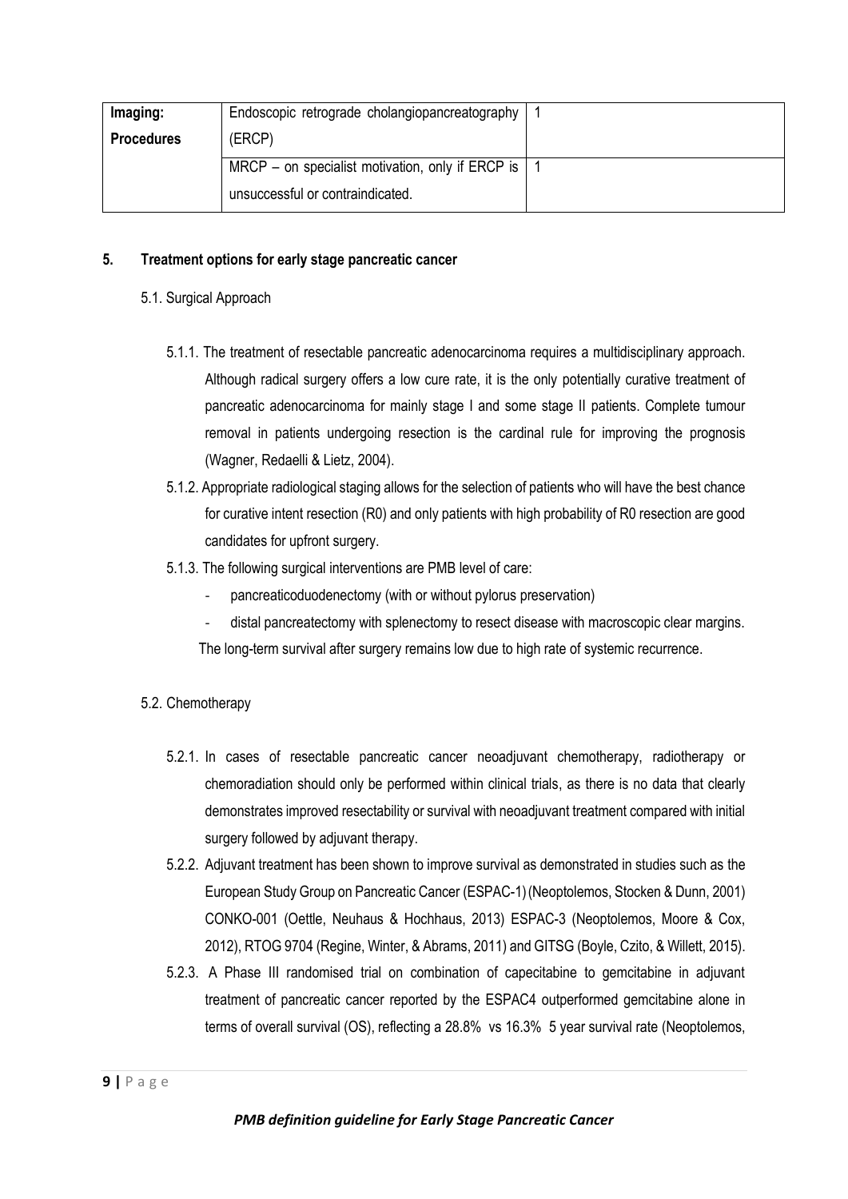| Imaging: Procedures | Endoscopic retrograde cholangiopancreatography (ERCP) | 1 |
|---|---|---|
| | MRCP – on specialist motivation, only if ERCP is unsuccessful or contraindicated. | 1 |

## 5. Treatment options for early stage pancreatic cancer

### 5.1. Surgical Approach

5.1.1. The treatment of resectable pancreatic adenocarcinoma requires a multidisciplinary approach. Although radical surgery offers a low cure rate, it is the only potentially curative treatment of pancreatic adenocarcinoma for mainly stage I and some stage II patients. Complete tumour removal in patients undergoing resection is the cardinal rule for improving the prognosis (Wagner, Redaelli & Lietz, 2004).

5.1.2. Appropriate radiological staging allows for the selection of patients who will have the best chance for curative intent resection (R0) and only patients with high probability of R0 resection are good candidates for upfront surgery.

5.1.3. The following surgical interventions are PMB level of care:

- pancreaticoduodenectomy (with or without pylorus preservation)
- distal pancreatectomy with splenectomy to resect disease with macroscopic clear margins.

The long-term survival after surgery remains low due to high rate of systemic recurrence.

### 5.2. Chemotherapy

5.2.1. In cases of resectable pancreatic cancer neoadjuvant chemotherapy, radiotherapy or chemoradiation should only be performed within clinical trials, as there is no data that clearly demonstrates improved resectability or survival with neoadjuvant treatment compared with initial surgery followed by adjuvant therapy.

5.2.2. Adjuvant treatment has been shown to improve survival as demonstrated in studies such as the European Study Group on Pancreatic Cancer (ESPAC-1) (Neoptolemos, Stocken & Dunn, 2001) CONKO-001 (Oettle, Neuhaus & Hochhaus, 2013) ESPAC-3 (Neoptolemos, Moore & Cox, 2012), RTOG 9704 (Regine, Winter, & Abrams, 2011) and GITSG (Boyle, Czito, & Willett, 2015).

5.2.3. A Phase III randomised trial on combination of capecitabine to gemcitabine in adjuvant treatment of pancreatic cancer reported by the ESPAC4 outperformed gemcitabine alone in terms of overall survival (OS), reflecting a 28.8% vs 16.3% 5 year survival rate (Neoptolemos,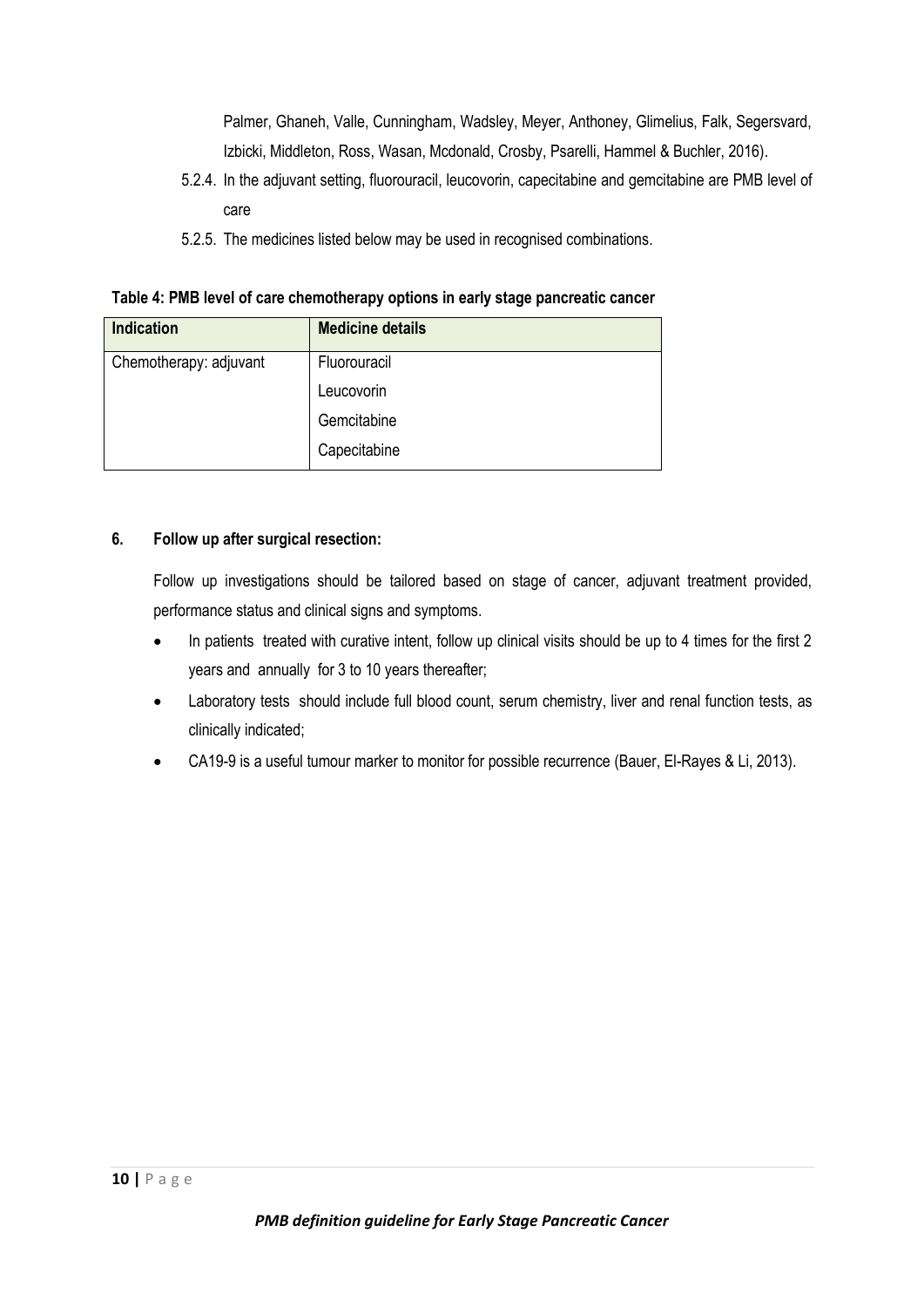Palmer, Ghaneh, Valle, Cunningham, Wadsley, Meyer, Anthoney, Glimelius, Falk, Segersvard, Izbicki, Middleton, Ross, Wasan, Mcdonald, Crosby, Psarelli, Hammel & Buchler, 2016).

5.2.4. In the adjuvant setting, fluorouracil, leucovorin, capecitabine and gemcitabine are PMB level of care

5.2.5. The medicines listed below may be used in recognised combinations.

**Table 4: PMB level of care chemotherapy options in early stage pancreatic cancer**

| Indication | Medicine details |
|---|---|
| Chemotherapy: adjuvant | Fluorouracil |
| | Leucovorin |
| | Gemcitabine |
| | Capecitabine |

## 6. Follow up after surgical resection:

Follow up investigations should be tailored based on stage of cancer, adjuvant treatment provided, performance status and clinical signs and symptoms.

- In patients treated with curative intent, follow up clinical visits should be up to 4 times for the first 2 years and annually for 3 to 10 years thereafter;
- Laboratory tests should include full blood count, serum chemistry, liver and renal function tests, as clinically indicated;
- CA19-9 is a useful tumour marker to monitor for possible recurrence (Bauer, El-Rayes & Li, 2013).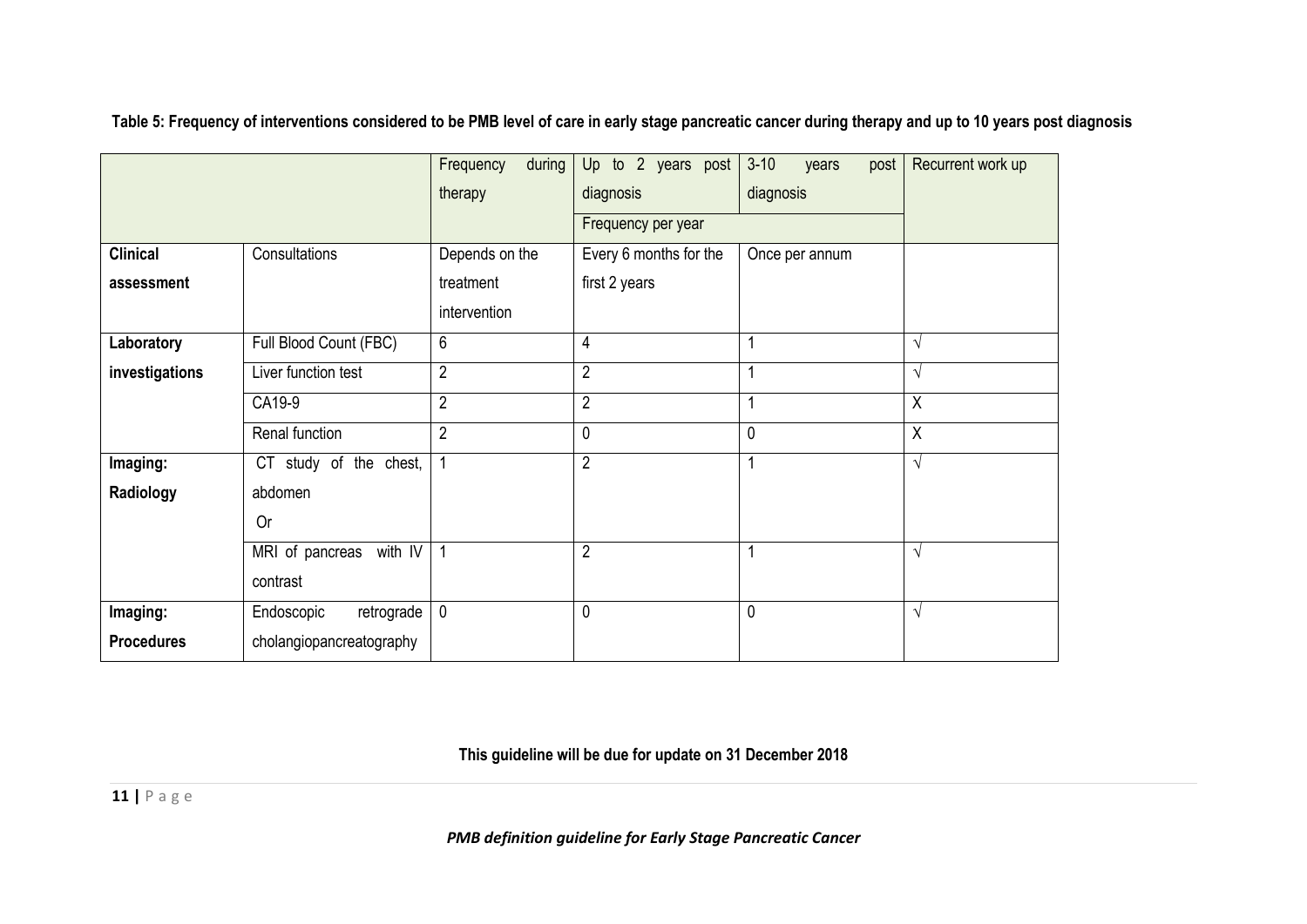**Table 5: Frequency of interventions considered to be PMB level of care in early stage pancreatic cancer during therapy and up to 10 years post diagnosis**

| | | Frequency during therapy | Up to 2 years post diagnosis | 3-10 years post diagnosis | Recurrent work up |
|---|---|---|---|---|---|
| | | | Frequency per year | | |
| **Clinical assessment** | Consultations | Depends on the treatment intervention | Every 6 months for the first 2 years | Once per annum | |
| **Laboratory investigations** | Full Blood Count (FBC) | 6 | 4 | 1 | √ |
| | Liver function test | 2 | 2 | 1 | √ |
| | CA19-9 | 2 | 2 | 1 | X |
| | Renal function | 2 | 0 | 0 | X |
| **Imaging: Radiology** | CT study of the chest, abdomen Or | 1 | 2 | 1 | √ |
| | MRI of pancreas with IV contrast | 1 | 2 | 1 | √ |
| **Imaging: Procedures** | Endoscopic retrograde cholangiopancreatography | 0 | 0 | 0 | √ |

**This guideline will be due for update on 31 December 2018**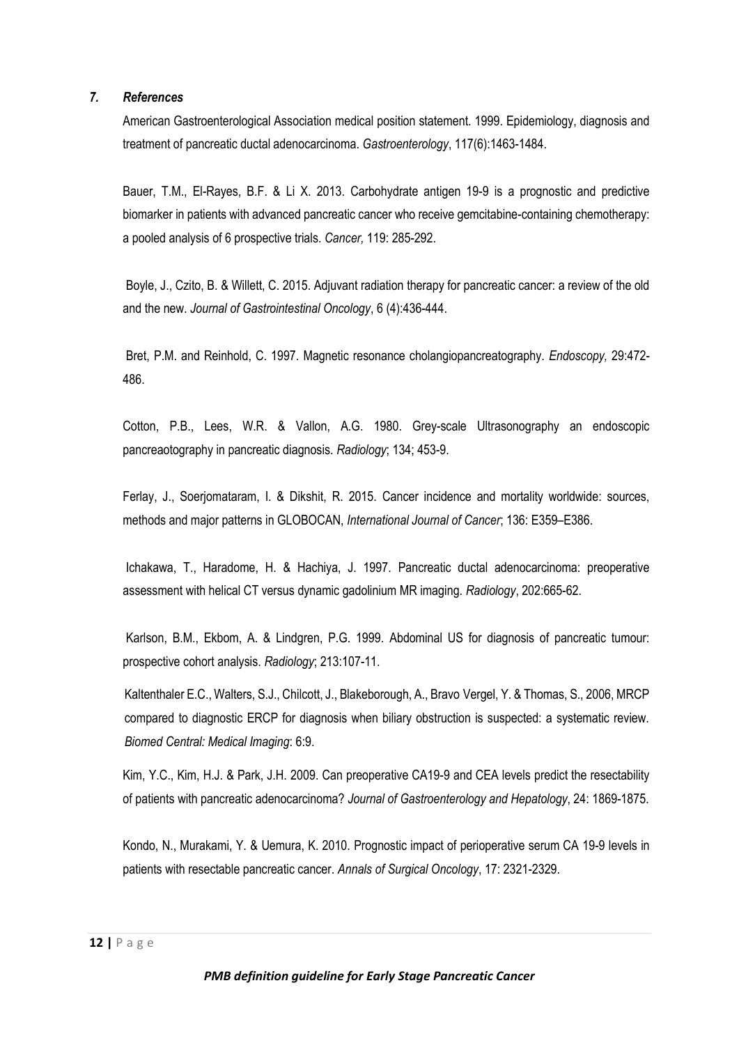### *7. References*

American Gastroenterological Association medical position statement. 1999. Epidemiology, diagnosis and treatment of pancreatic ductal adenocarcinoma. *Gastroenterology*, 117(6):1463-1484.

Bauer, T.M., El-Rayes, B.F. & Li X. 2013. Carbohydrate antigen 19-9 is a prognostic and predictive biomarker in patients with advanced pancreatic cancer who receive gemcitabine-containing chemotherapy: a pooled analysis of 6 prospective trials. *Cancer,* 119: 285-292.

Boyle, J., Czito, B. & Willett, C. 2015. Adjuvant radiation therapy for pancreatic cancer: a review of the old and the new. *Journal of Gastrointestinal Oncology*, 6 (4):436-444.

Bret, P.M. and Reinhold, C. 1997. Magnetic resonance cholangiopancreatography. *Endoscopy,* 29:472-486.

Cotton, P.B., Lees, W.R. & Vallon, A.G. 1980. Grey-scale Ultrasonography an endoscopic pancreaotography in pancreatic diagnosis. *Radiology*; 134; 453-9.

Ferlay, J., Soerjomataram, I. & Dikshit, R. 2015. Cancer incidence and mortality worldwide: sources, methods and major patterns in GLOBOCAN, *International Journal of Cancer*; 136: E359–E386.

Ichakawa, T., Haradome, H. & Hachiya, J. 1997. Pancreatic ductal adenocarcinoma: preoperative assessment with helical CT versus dynamic gadolinium MR imaging. *Radiology*, 202:665-62.

Karlson, B.M., Ekbom, A. & Lindgren, P.G. 1999. Abdominal US for diagnosis of pancreatic tumour: prospective cohort analysis. *Radiology*; 213:107-11.

Kaltenthaler E.C., Walters, S.J., Chilcott, J., Blakeborough, A., Bravo Vergel, Y. & Thomas, S., 2006, MRCP compared to diagnostic ERCP for diagnosis when biliary obstruction is suspected: a systematic review. *Biomed Central: Medical Imaging*: 6:9.

Kim, Y.C., Kim, H.J. & Park, J.H. 2009. Can preoperative CA19-9 and CEA levels predict the resectability of patients with pancreatic adenocarcinoma? *Journal of Gastroenterology and Hepatology*, 24: 1869-1875.

Kondo, N., Murakami, Y. & Uemura, K. 2010. Prognostic impact of perioperative serum CA 19-9 levels in patients with resectable pancreatic cancer. *Annals of Surgical Oncology*, 17: 2321-2329.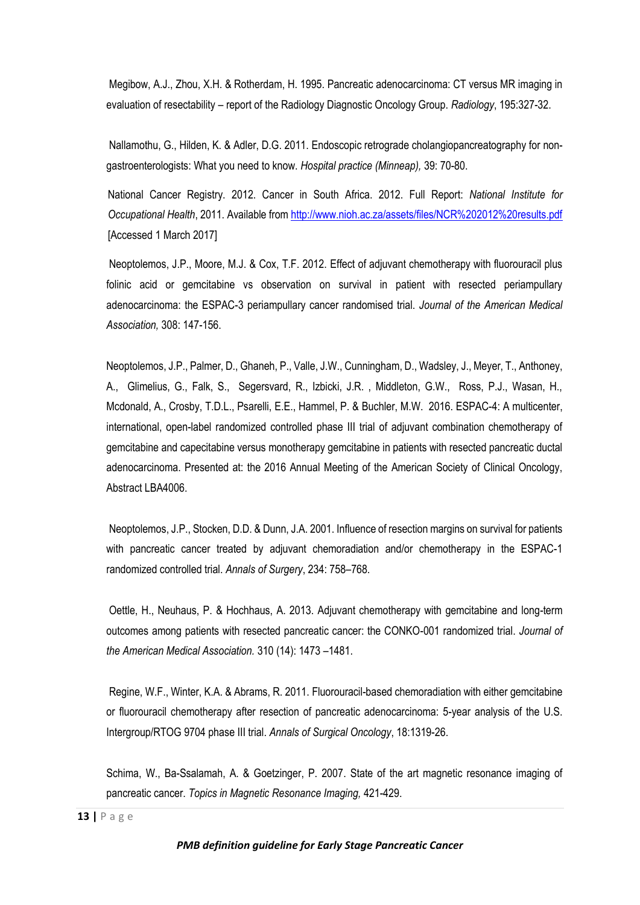Megibow, A.J., Zhou, X.H. & Rotherdam, H. 1995. Pancreatic adenocarcinoma: CT versus MR imaging in evaluation of resectability – report of the Radiology Diagnostic Oncology Group. *Radiology*, 195:327-32.

Nallamothu, G., Hilden, K. & Adler, D.G. 2011. Endoscopic retrograde cholangiopancreatography for non-gastroenterologists: What you need to know. *Hospital practice (Minneap),* 39: 70-80.

National Cancer Registry. 2012. Cancer in South Africa. 2012. Full Report: *National Institute for Occupational Health*, 2011. Available from http://www.nioh.ac.za/assets/files/NCR%202012%20results.pdf [Accessed 1 March 2017]

Neoptolemos, J.P., Moore, M.J. & Cox, T.F. 2012. Effect of adjuvant chemotherapy with fluorouracil plus folinic acid or gemcitabine vs observation on survival in patient with resected periampullary adenocarcinoma: the ESPAC-3 periampullary cancer randomised trial. *Journal of the American Medical Association,* 308: 147-156.

Neoptolemos, J.P., Palmer, D., Ghaneh, P., Valle, J.W., Cunningham, D., Wadsley, J., Meyer, T., Anthoney, A., Glimelius, G., Falk, S., Segersvard, R., Izbicki, J.R. , Middleton, G.W., Ross, P.J., Wasan, H., Mcdonald, A., Crosby, T.D.L., Psarelli, E.E., Hammel, P. & Buchler, M.W. 2016. ESPAC-4: A multicenter, international, open-label randomized controlled phase III trial of adjuvant combination chemotherapy of gemcitabine and capecitabine versus monotherapy gemcitabine in patients with resected pancreatic ductal adenocarcinoma. Presented at: the 2016 Annual Meeting of the American Society of Clinical Oncology, Abstract LBA4006.

Neoptolemos, J.P., Stocken, D.D. & Dunn, J.A. 2001. Influence of resection margins on survival for patients with pancreatic cancer treated by adjuvant chemoradiation and/or chemotherapy in the ESPAC-1 randomized controlled trial. *Annals of Surgery*, 234: 758–768.

Oettle, H., Neuhaus, P. & Hochhaus, A. 2013. Adjuvant chemotherapy with gemcitabine and long-term outcomes among patients with resected pancreatic cancer: the CONKO-001 randomized trial. *Journal of the American Medical Association.* 310 (14): 1473 –1481.

Regine, W.F., Winter, K.A. & Abrams, R. 2011. Fluorouracil-based chemoradiation with either gemcitabine or fluorouracil chemotherapy after resection of pancreatic adenocarcinoma: 5-year analysis of the U.S. Intergroup/RTOG 9704 phase III trial. *Annals of Surgical Oncology*, 18:1319-26.

Schima, W., Ba-Ssalamah, A. & Goetzinger, P. 2007. State of the art magnetic resonance imaging of pancreatic cancer. *Topics in Magnetic Resonance Imaging,* 421-429.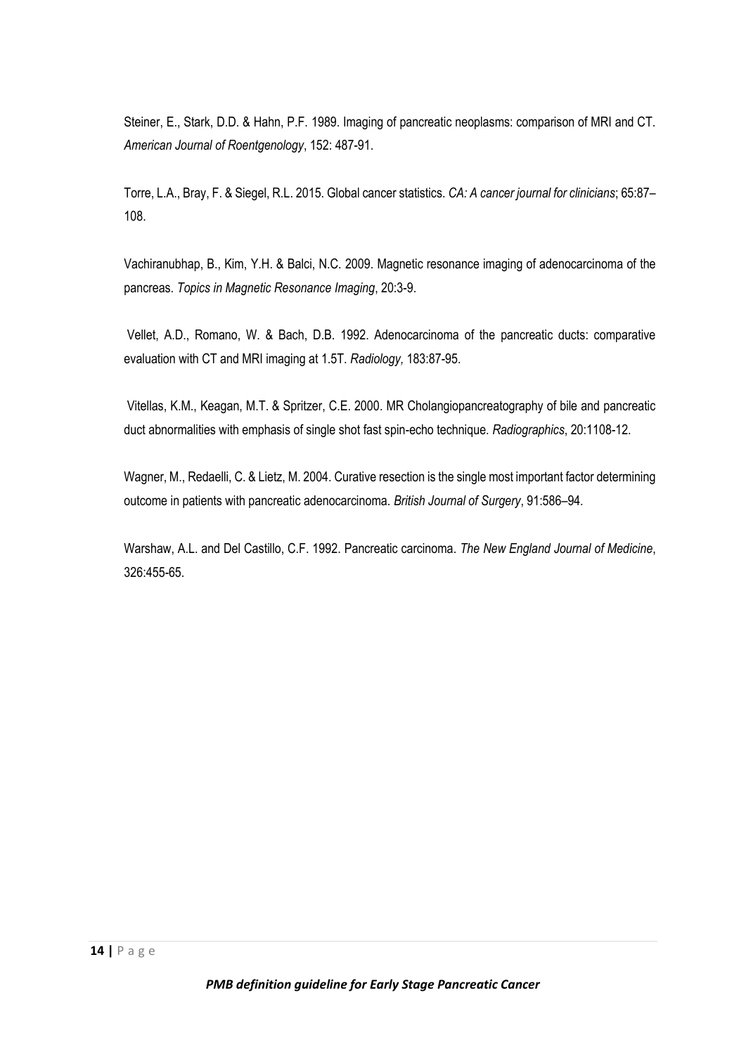Steiner, E., Stark, D.D. & Hahn, P.F. 1989. Imaging of pancreatic neoplasms: comparison of MRI and CT. *American Journal of Roentgenology*, 152: 487-91.

Torre, L.A., Bray, F. & Siegel, R.L. 2015. Global cancer statistics. *CA: A cancer journal for clinicians*; 65:87–108.

Vachiranubhap, B., Kim, Y.H. & Balci, N.C. 2009. Magnetic resonance imaging of adenocarcinoma of the pancreas. *Topics in Magnetic Resonance Imaging*, 20:3-9.

Vellet, A.D., Romano, W. & Bach, D.B. 1992. Adenocarcinoma of the pancreatic ducts: comparative evaluation with CT and MRI imaging at 1.5T. *Radiology,* 183:87-95.

Vitellas, K.M., Keagan, M.T. & Spritzer, C.E. 2000. MR Cholangiopancreatography of bile and pancreatic duct abnormalities with emphasis of single shot fast spin-echo technique. *Radiographics*, 20:1108-12.

Wagner, M., Redaelli, C. & Lietz, M. 2004. Curative resection is the single most important factor determining outcome in patients with pancreatic adenocarcinoma. *British Journal of Surgery*, 91:586–94.

Warshaw, A.L. and Del Castillo, C.F. 1992. Pancreatic carcinoma. *The New England Journal of Medicine*, 326:455-65.